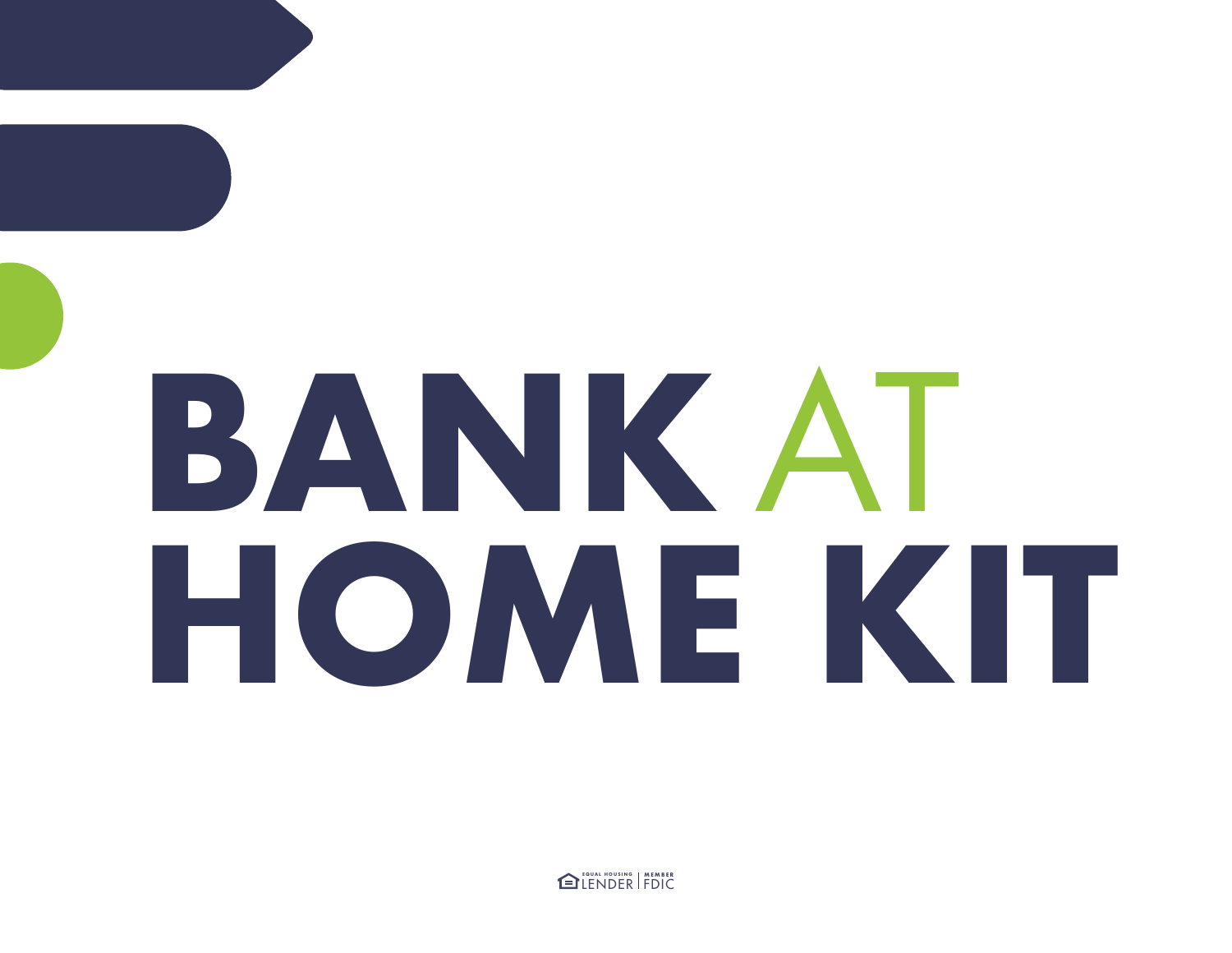# BANK AT HOME KIT

EQUAL HOUSING LENDER | MEMBER FDIC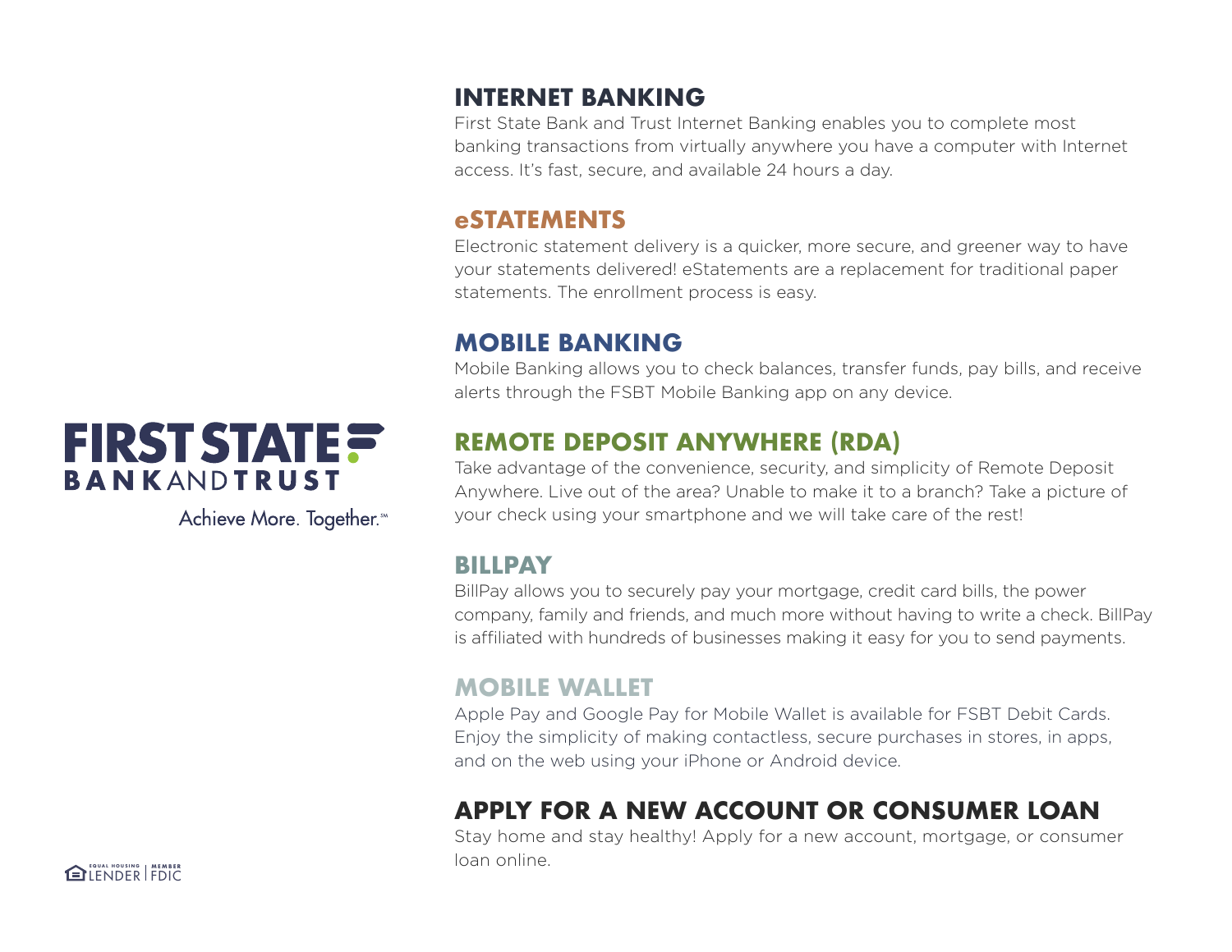FIRST STATE BANK AND TRUST

Achieve More. Together.℠

## INTERNET BANKING

First State Bank and Trust Internet Banking enables you to complete most banking transactions from virtually anywhere you have a computer with Internet access. It's fast, secure, and available 24 hours a day.

## eSTATEMENTS

Electronic statement delivery is a quicker, more secure, and greener way to have your statements delivered! eStatements are a replacement for traditional paper statements. The enrollment process is easy.

## MOBILE BANKING

Mobile Banking allows you to check balances, transfer funds, pay bills, and receive alerts through the FSBT Mobile Banking app on any device.

## REMOTE DEPOSIT ANYWHERE (RDA)

Take advantage of the convenience, security, and simplicity of Remote Deposit Anywhere. Live out of the area? Unable to make it to a branch? Take a picture of your check using your smartphone and we will take care of the rest!

## BILLPAY

BillPay allows you to securely pay your mortgage, credit card bills, the power company, family and friends, and much more without having to write a check. BillPay is affiliated with hundreds of businesses making it easy for you to send payments.

## MOBILE WALLET

Apple Pay and Google Pay for Mobile Wallet is available for FSBT Debit Cards. Enjoy the simplicity of making contactless, secure purchases in stores, in apps, and on the web using your iPhone or Android device.

## APPLY FOR A NEW ACCOUNT OR CONSUMER LOAN

Stay home and stay healthy! Apply for a new account, mortgage, or consumer loan online.

EQUAL HOUSING LENDER | MEMBER FDIC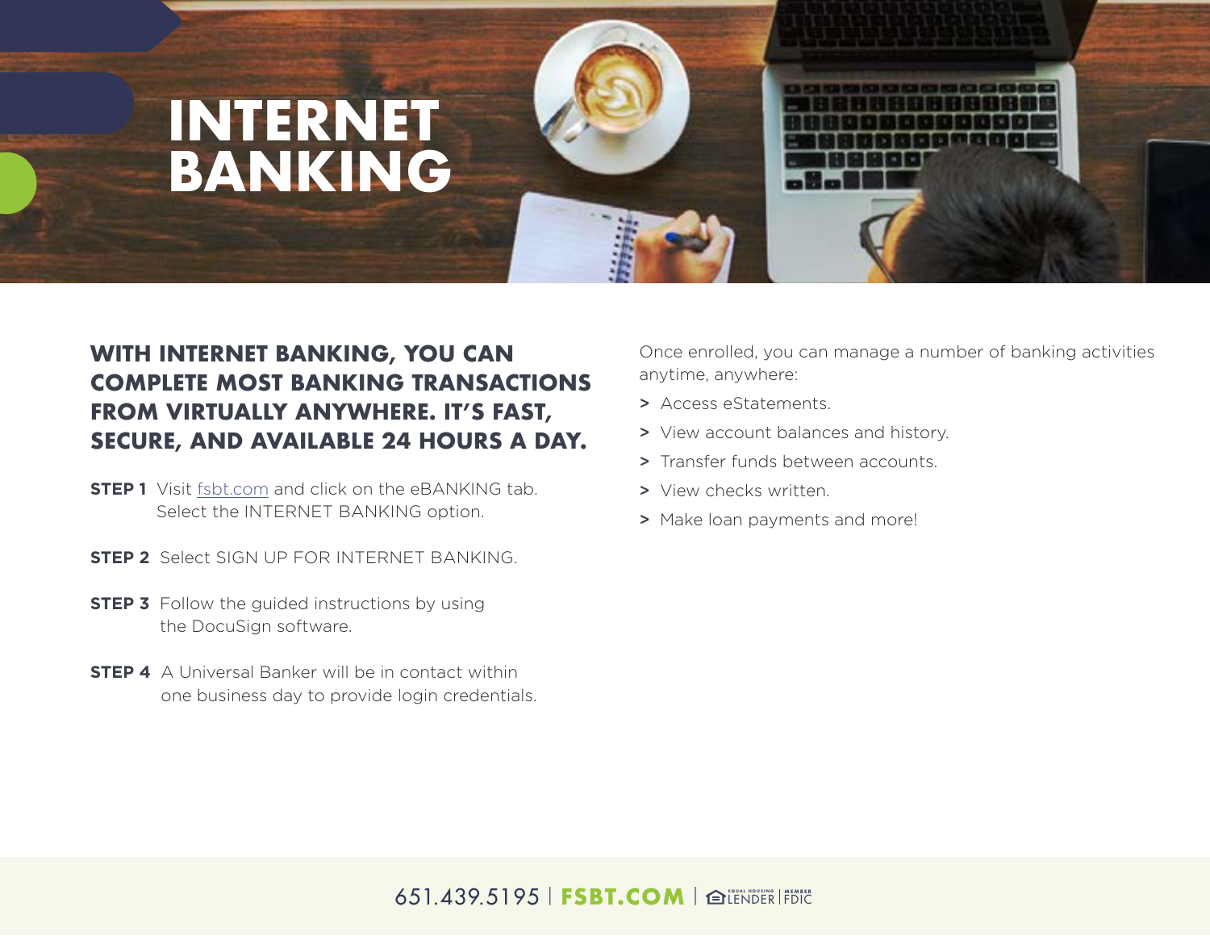# INTERNET BANKING

**WITH INTERNET BANKING, YOU CAN COMPLETE MOST BANKING TRANSACTIONS FROM VIRTUALLY ANYWHERE. IT'S FAST, SECURE, AND AVAILABLE 24 HOURS A DAY.**

**STEP 1** Visit fsbt.com and click on the eBANKING tab. Select the INTERNET BANKING option.

**STEP 2** Select SIGN UP FOR INTERNET BANKING.

**STEP 3** Follow the guided instructions by using the DocuSign software.

**STEP 4** A Universal Banker will be in contact within one business day to provide login credentials.

Once enrolled, you can manage a number of banking activities anytime, anywhere:

> Access eStatements.

> View account balances and history.

> Transfer funds between accounts.

> View checks written.

> Make loan payments and more!

651.439.5195 | **FSBT.COM** | EQUAL HOUSING LENDER | MEMBER FDIC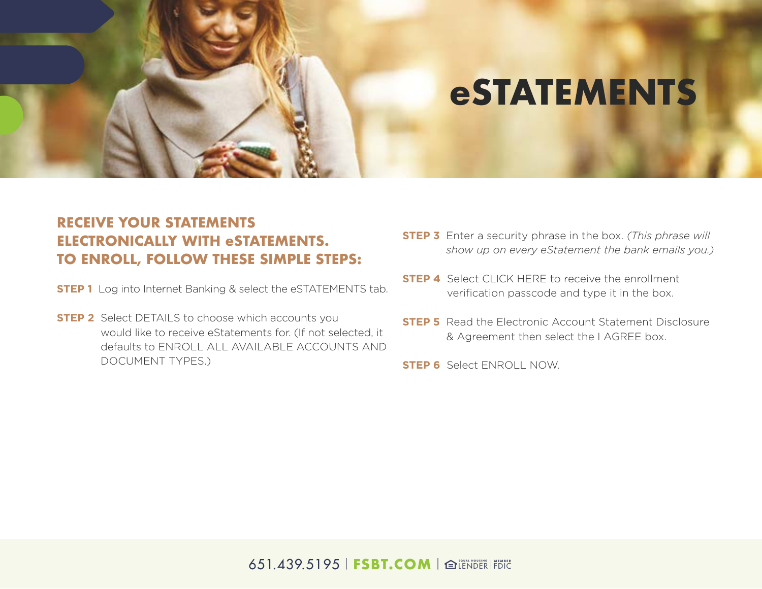# eSTATEMENTS

## RECEIVE YOUR STATEMENTS ELECTRONICALLY WITH eSTATEMENTS. TO ENROLL, FOLLOW THESE SIMPLE STEPS:

**STEP 1** Log into Internet Banking & select the eSTATEMENTS tab.

**STEP 2** Select DETAILS to choose which accounts you would like to receive eStatements for. (If not selected, it defaults to ENROLL ALL AVAILABLE ACCOUNTS AND DOCUMENT TYPES.)

**STEP 3** Enter a security phrase in the box. *(This phrase will show up on every eStatement the bank emails you.)*

**STEP 4** Select CLICK HERE to receive the enrollment verification passcode and type it in the box.

**STEP 5** Read the Electronic Account Statement Disclosure & Agreement then select the I AGREE box.

**STEP 6** Select ENROLL NOW.

651.439.5195 | **FSBT.COM** | EQUAL HOUSING LENDER | MEMBER FDIC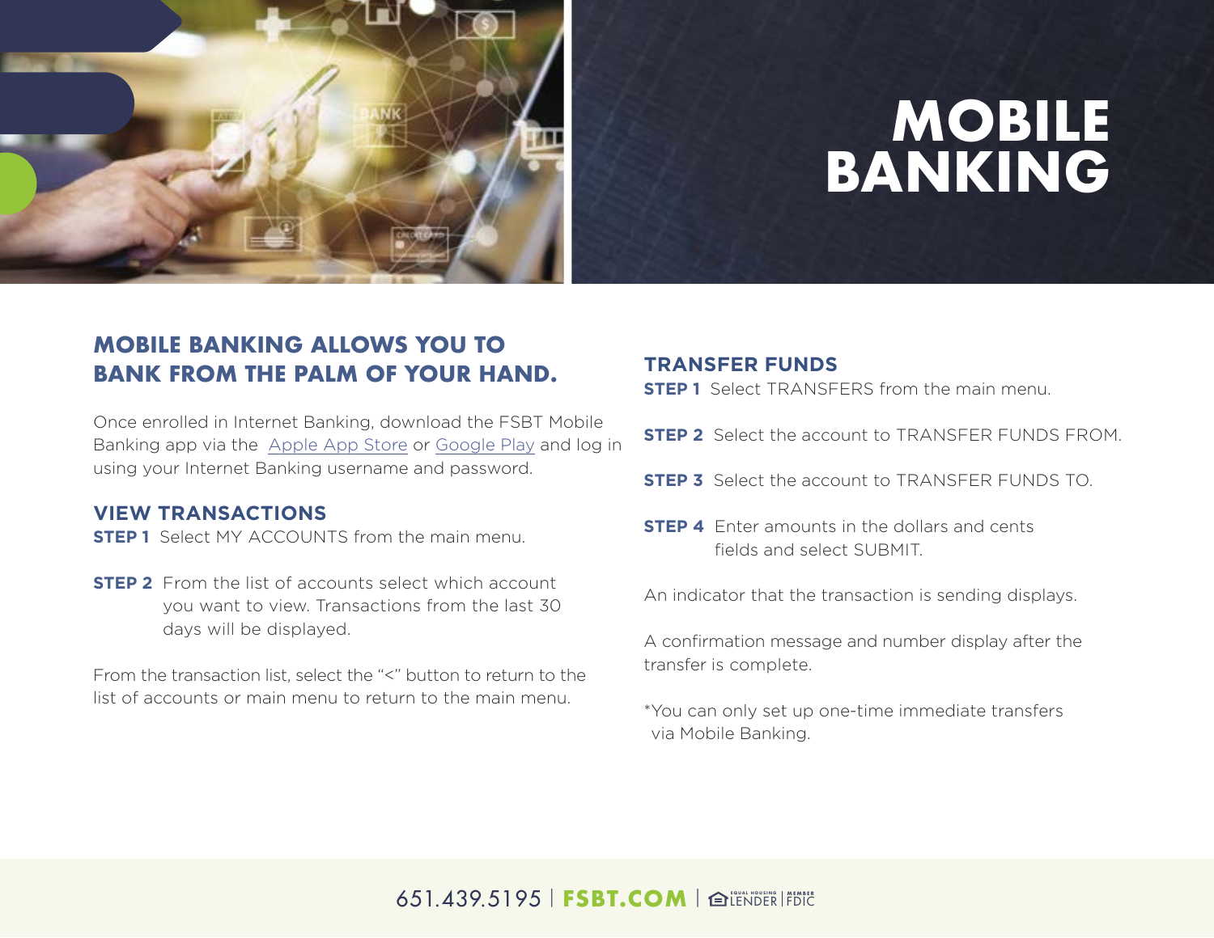# MOBILE BANKING

## MOBILE BANKING ALLOWS YOU TO BANK FROM THE PALM OF YOUR HAND.

Once enrolled in Internet Banking, download the FSBT Mobile Banking app via the Apple App Store or Google Play and log in using your Internet Banking username and password.

### VIEW TRANSACTIONS

**STEP 1** Select MY ACCOUNTS from the main menu.

**STEP 2** From the list of accounts select which account you want to view. Transactions from the last 30 days will be displayed.

From the transaction list, select the "<" button to return to the list of accounts or main menu to return to the main menu.

### TRANSFER FUNDS

**STEP 1** Select TRANSFERS from the main menu.

**STEP 2** Select the account to TRANSFER FUNDS FROM.

**STEP 3** Select the account to TRANSFER FUNDS TO.

**STEP 4** Enter amounts in the dollars and cents fields and select SUBMIT.

An indicator that the transaction is sending displays.

A confirmation message and number display after the transfer is complete.

*You can only set up one-time immediate transfers via Mobile Banking.

651.439.5195 | **FSBT.COM** | EQUAL HOUSING LENDER | MEMBER FDIC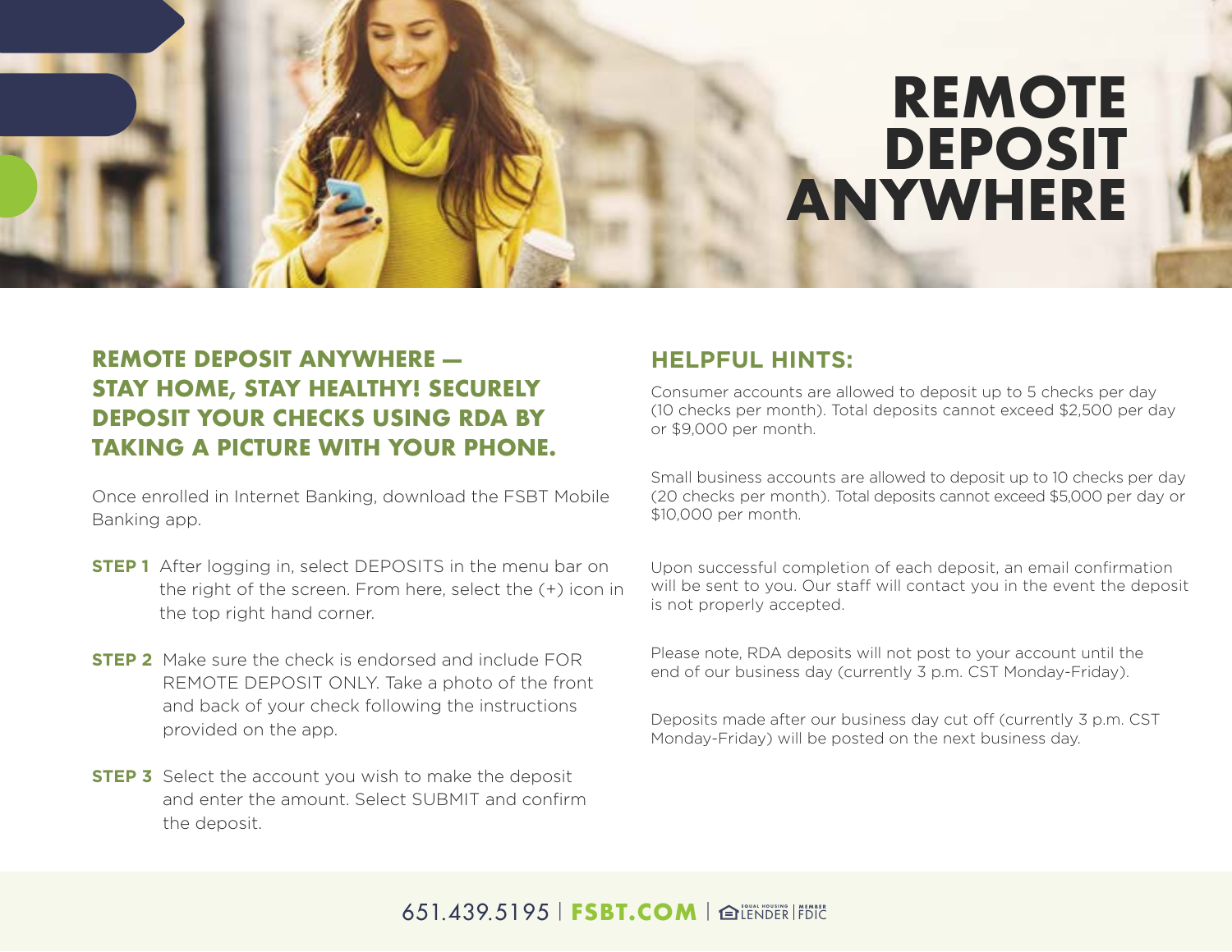# REMOTE DEPOSIT ANYWHERE

## REMOTE DEPOSIT ANYWHERE — STAY HOME, STAY HEALTHY! SECURELY DEPOSIT YOUR CHECKS USING RDA BY TAKING A PICTURE WITH YOUR PHONE.

Once enrolled in Internet Banking, download the FSBT Mobile Banking app.

**STEP 1** After logging in, select DEPOSITS in the menu bar on the right of the screen. From here, select the (+) icon in the top right hand corner.

**STEP 2** Make sure the check is endorsed and include FOR REMOTE DEPOSIT ONLY. Take a photo of the front and back of your check following the instructions provided on the app.

**STEP 3** Select the account you wish to make the deposit and enter the amount. Select SUBMIT and confirm the deposit.

## HELPFUL HINTS:

Consumer accounts are allowed to deposit up to 5 checks per day (10 checks per month). Total deposits cannot exceed $2,500 per day or $9,000 per month.

Small business accounts are allowed to deposit up to 10 checks per day (20 checks per month). Total deposits cannot exceed $5,000 per day or $10,000 per month.

Upon successful completion of each deposit, an email confirmation will be sent to you. Our staff will contact you in the event the deposit is not properly accepted.

Please note, RDA deposits will not post to your account until the end of our business day (currently 3 p.m. CST Monday-Friday).

Deposits made after our business day cut off (currently 3 p.m. CST Monday-Friday) will be posted on the next business day.

651.439.5195 | **FSBT.COM** | EQUAL HOUSING LENDER | MEMBER FDIC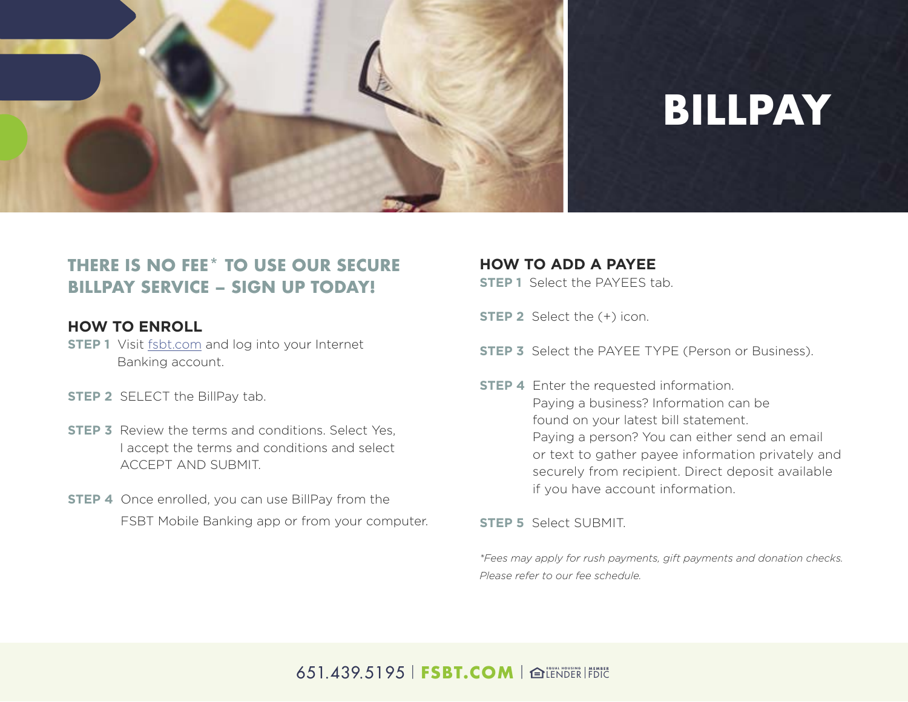# BILLPAY

## THERE IS NO FEE* TO USE OUR SECURE BILLPAY SERVICE – SIGN UP TODAY!

### HOW TO ENROLL

**STEP 1** Visit fsbt.com and log into your Internet Banking account.

**STEP 2** SELECT the BillPay tab.

**STEP 3** Review the terms and conditions. Select Yes, I accept the terms and conditions and select ACCEPT AND SUBMIT.

**STEP 4** Once enrolled, you can use BillPay from the FSBT Mobile Banking app or from your computer.

### HOW TO ADD A PAYEE

**STEP 1** Select the PAYEES tab.

**STEP 2** Select the (+) icon.

**STEP 3** Select the PAYEE TYPE (Person or Business).

**STEP 4** Enter the requested information. Paying a business? Information can be found on your latest bill statement. Paying a person? You can either send an email or text to gather payee information privately and securely from recipient. Direct deposit available if you have account information.

**STEP 5** Select SUBMIT.

*\*Fees may apply for rush payments, gift payments and donation checks. Please refer to our fee schedule.*

651.439.5195 | **FSBT.COM** | EQUAL HOUSING LENDER | MEMBER FDIC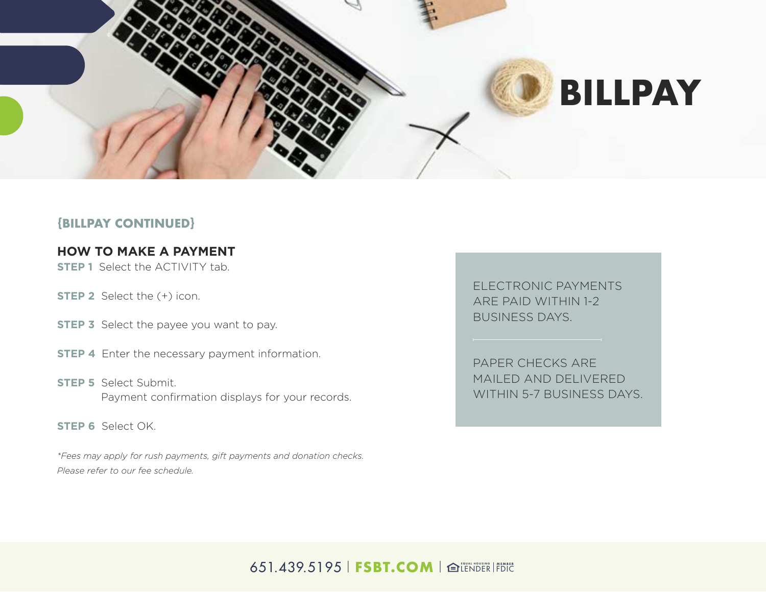# BILLPAY

{BILLPAY CONTINUED}

## HOW TO MAKE A PAYMENT

**STEP 1** Select the ACTIVITY tab.

**STEP 2** Select the (+) icon.

**STEP 3** Select the payee you want to pay.

**STEP 4** Enter the necessary payment information.

**STEP 5** Select Submit.
Payment confirmation displays for your records.

**STEP 6** Select OK.

*\*Fees may apply for rush payments, gift payments and donation checks. Please refer to our fee schedule.*

ELECTRONIC PAYMENTS ARE PAID WITHIN 1-2 BUSINESS DAYS.

PAPER CHECKS ARE MAILED AND DELIVERED WITHIN 5-7 BUSINESS DAYS.

651.439.5195 | **FSBT.COM** | EQUAL HOUSING LENDER | MEMBER FDIC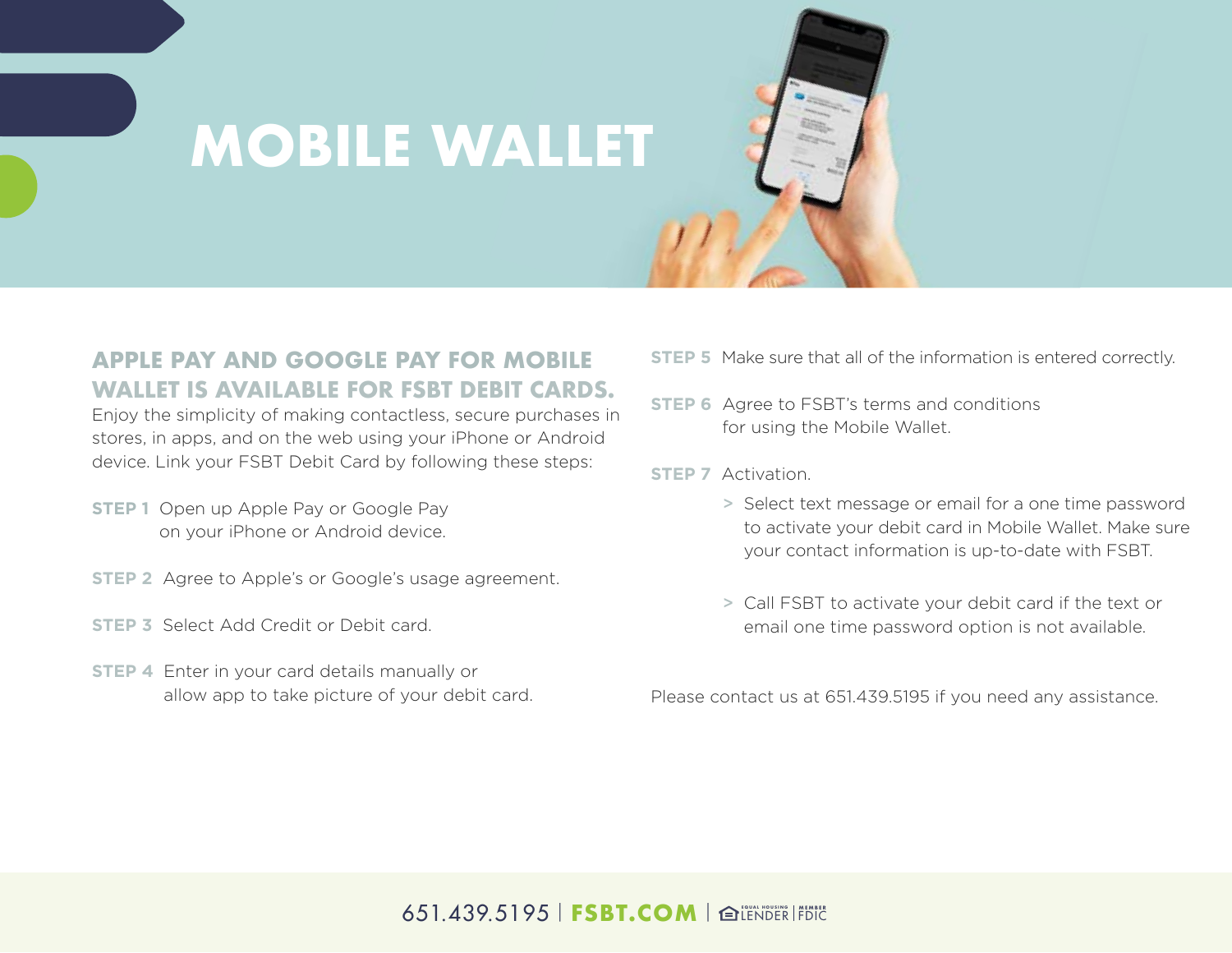# MOBILE WALLET

## APPLE PAY AND GOOGLE PAY FOR MOBILE WALLET IS AVAILABLE FOR FSBT DEBIT CARDS.

Enjoy the simplicity of making contactless, secure purchases in stores, in apps, and on the web using your iPhone or Android device. Link your FSBT Debit Card by following these steps:

**STEP 1** Open up Apple Pay or Google Pay on your iPhone or Android device.

**STEP 2** Agree to Apple's or Google's usage agreement.

**STEP 3** Select Add Credit or Debit card.

**STEP 4** Enter in your card details manually or allow app to take picture of your debit card.

**STEP 5** Make sure that all of the information is entered correctly.

**STEP 6** Agree to FSBT's terms and conditions for using the Mobile Wallet.

**STEP 7** Activation.

> Select text message or email for a one time password to activate your debit card in Mobile Wallet. Make sure your contact information is up-to-date with FSBT.

> Call FSBT to activate your debit card if the text or email one time password option is not available.

Please contact us at 651.439.5195 if you need any assistance.

651.439.5195 | **FSBT.COM** | EQUAL HOUSING LENDER | MEMBER FDIC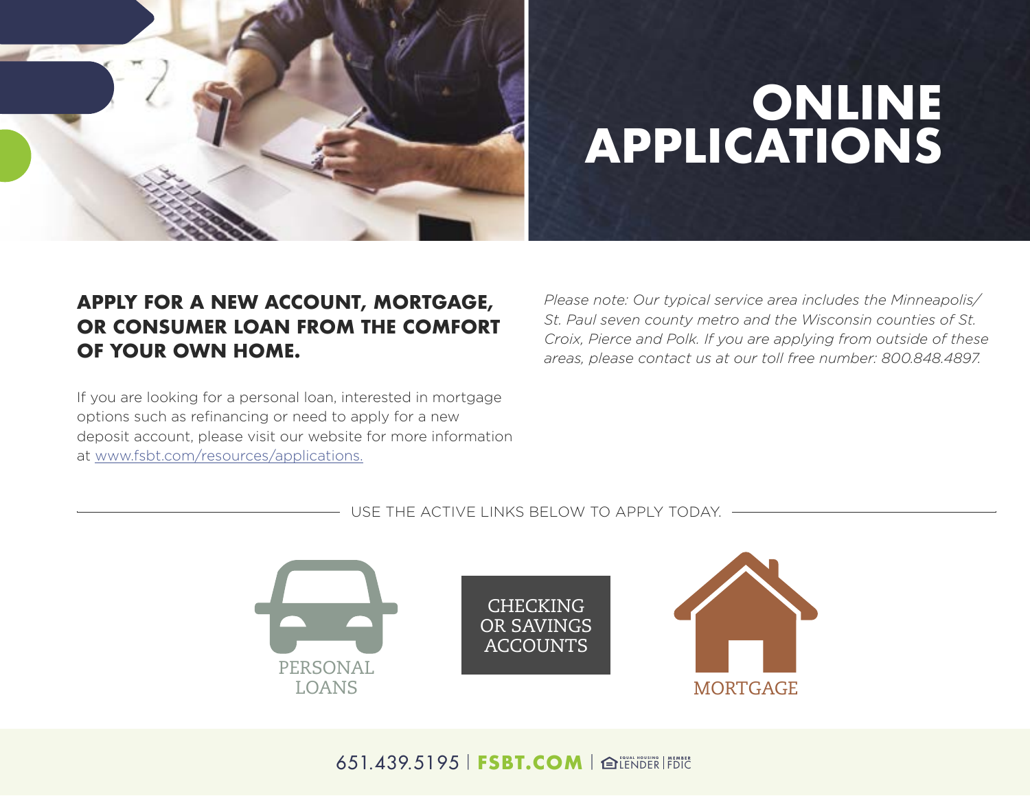# ONLINE APPLICATIONS

## APPLY FOR A NEW ACCOUNT, MORTGAGE, OR CONSUMER LOAN FROM THE COMFORT OF YOUR OWN HOME.

If you are looking for a personal loan, interested in mortgage options such as refinancing or need to apply for a new deposit account, please visit our website for more information at www.fsbt.com/resources/applications.

*Please note: Our typical service area includes the Minneapolis/ St. Paul seven county metro and the Wisconsin counties of St. Croix, Pierce and Polk. If you are applying from outside of these areas, please contact us at our toll free number: 800.848.4897.*

USE THE ACTIVE LINKS BELOW TO APPLY TODAY.

PERSONAL LOANS

CHECKING OR SAVINGS ACCOUNTS

MORTGAGE

651.439.5195 | **FSBT.COM** | EQUAL HOUSING LENDER | MEMBER FDIC